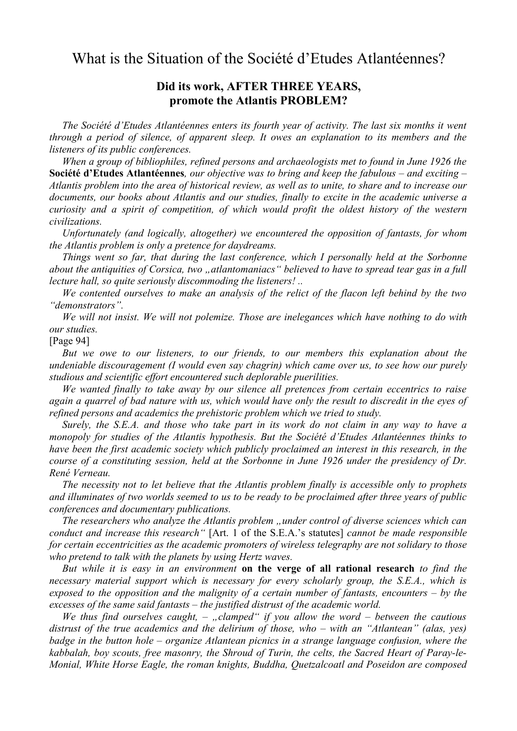# What is the Situation of the Société d'Etudes Atlantéennes?

## Did its work, AFTER THREE YEARS, promote the Atlantis PROBLEM?

*The Société d'Etudes Atlantéennes enters its fourth year of activity. The last six months it went through a period of silence, of apparent sleep. It owes an explanation to its members and the listeners of its public conferences.*

*When a group of bibliophiles, refined persons and archaeologists met to found in June 1926 the* **Société d'Etudes Atlantéennes***, our objective was to bring and keep the fabulous – and exciting – Atlantis problem into the area of historical review, as well as to unite, to share and to increase our documents, our books about Atlantis and our studies, finally to excite in the academic universe a curiosity and a spirit of competition, of which would profit the oldest history of the western civilizations.*

*Unfortunately (and logically, altogether) we encountered the opposition of fantasts, for whom the Atlantis problem is only a pretence for daydreams.*

*Things went so far, that during the last conference, which I personally held at the Sorbonne about the antiquities of Corsica, two „atlantomaniacs" believed to have to spread tear gas in a full lecture hall, so quite seriously discommoding the listeners! ..*

*We contented ourselves to make an analysis of the relict of the flacon left behind by the two "demonstrators".*

*We will not insist. We will not polemize. Those are inelegances which have nothing to do with our studies.*

[Page 94]

*But we owe to our listeners, to our friends, to our members this explanation about the undeniable discouragement (I would even say chagrin) which came over us, to see how our purely studious and scientific effort encountered such deplorable puerilities.*

*We wanted finally to take away by our silence all pretences from certain eccentrics to raise again a quarrel of bad nature with us, which would have only the result to discredit in the eyes of refined persons and academics the prehistoric problem which we tried to study.*

*Surely, the S.E.A. and those who take part in its work do not claim in any way to have a monopoly for studies of the Atlantis hypothesis. But the Société d'Etudes Atlantéennes thinks to have been the first academic society which publicly proclaimed an interest in this research, in the course of a constituting session, held at the Sorbonne in June 1926 under the presidency of Dr. René Verneau.*

*The necessity not to let believe that the Atlantis problem finally is accessible only to prophets and illuminates of two worlds seemed to us to be ready to be proclaimed after three years of public conferences and documentary publications.*

*The researchers who analyze the Atlantis problem „under control of diverse sciences which can conduct and increase this research"* [Art. 1 of the S.E.A.'s statutes] *cannot be made responsible for certain eccentricities as the academic promoters of wireless telegraphy are not solidary to those who pretend to talk with the planets by using Hertz waves.*

*But while it is easy in an environment* **on the verge of all rational research** *to find the necessary material support which is necessary for every scholarly group, the S.E.A., which is exposed to the opposition and the malignity of a certain number of fantasts, encounters – by the excesses of the same said fantasts – the justified distrust of the academic world.*

*We thus find ourselves caught, – „clamped" if you allow the word – between the cautious distrust of the true academics and the delirium of those, who – with an "Atlantean" (alas, yes) badge in the button hole – organize Atlantean picnics in a strange language confusion, where the kabbalah, boy scouts, free masonry, the Shroud of Turin, the celts, the Sacred Heart of Paray-le-Monial, White Horse Eagle, the roman knights, Buddha, Quetzalcoatl and Poseidon are composed*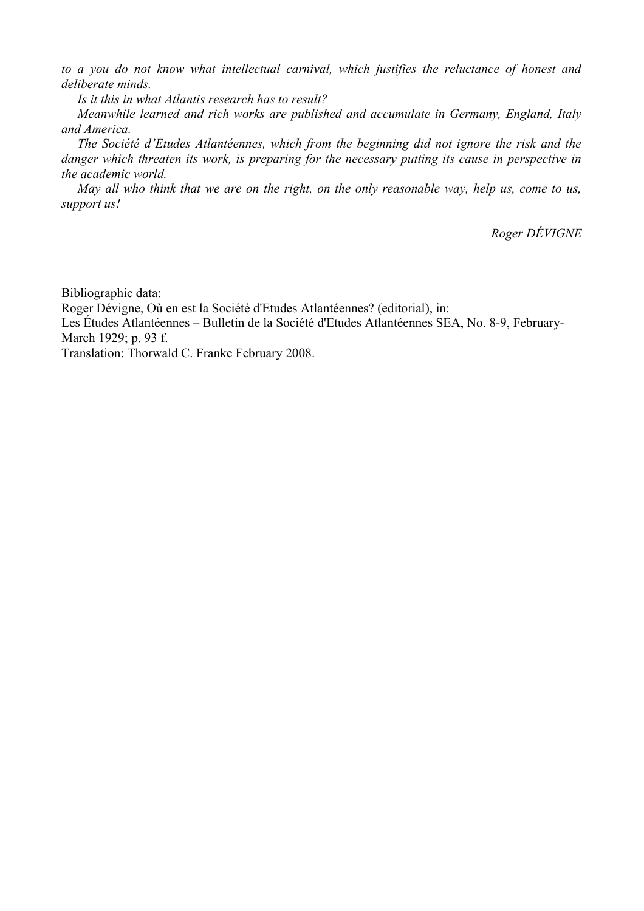*to a you do not know what intellectual carnival, which justifies the reluctance of honest and deliberate minds.*

*Is it this in what Atlantis research has to result?*

*Meanwhile learned and rich works are published and accumulate in Germany, England, Italy and America.*

*The Société d'Etudes Atlantéennes, which from the beginning did not ignore the risk and the danger which threaten its work, is preparing for the necessary putting its cause in perspective in the academic world.*

*May all who think that we are on the right, on the only reasonable way, help us, come to us, support us!*

*Roger DÉVIGNE*

Bibliographic data:
Roger Dévigne, Où en est la Société d'Etudes Atlantéennes? (editorial), in:
Les Études Atlantéennes – Bulletin de la Société d'Etudes Atlantéennes SEA, No. 8-9, February-March 1929; p. 93 f.
Translation: Thorwald C. Franke February 2008.